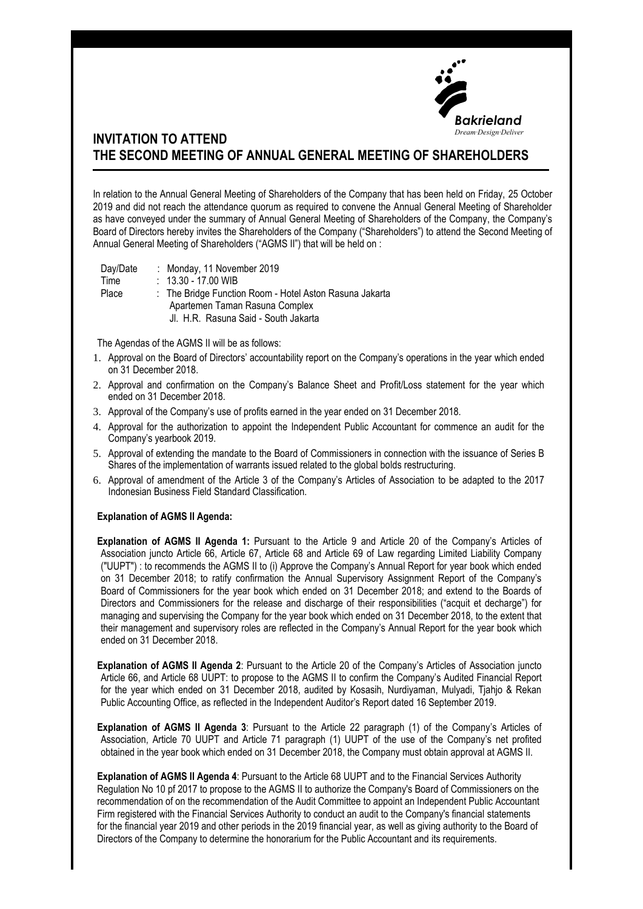Bakrieland
Dream·Design·Deliver

# INVITATION TO ATTEND THE SECOND MEETING OF ANNUAL GENERAL MEETING OF SHAREHOLDERS

In relation to the Annual General Meeting of Shareholders of the Company that has been held on Friday, 25 October 2019 and did not reach the attendance quorum as required to convene the Annual General Meeting of Shareholder as have conveyed under the summary of Annual General Meeting of Shareholders of the Company, the Company's Board of Directors hereby invites the Shareholders of the Company ("Shareholders") to attend the Second Meeting of Annual General Meeting of Shareholders ("AGMS II") that will be held on :

| | | |
|---|---|---|
| Day/Date | : | Monday, 11 November 2019 |
| Time | : | 13.30 - 17.00 WIB |
| Place | : | The Bridge Function Room - Hotel Aston Rasuna Jakarta<br>Apartemen Taman Rasuna Complex<br>Jl. H.R. Rasuna Said - South Jakarta |

The Agendas of the AGMS II will be as follows:

1. Approval on the Board of Directors' accountability report on the Company's operations in the year which ended on 31 December 2018.
2. Approval and confirmation on the Company's Balance Sheet and Profit/Loss statement for the year which ended on 31 December 2018.
3. Approval of the Company's use of profits earned in the year ended on 31 December 2018.
4. Approval for the authorization to appoint the Independent Public Accountant for commence an audit for the Company's yearbook 2019.
5. Approval of extending the mandate to the Board of Commissioners in connection with the issuance of Series B Shares of the implementation of warrants issued related to the global bolds restructuring.
6. Approval of amendment of the Article 3 of the Company's Articles of Association to be adapted to the 2017 Indonesian Business Field Standard Classification.

**Explanation of AGMS II Agenda:**

**Explanation of AGMS II Agenda 1:** Pursuant to the Article 9 and Article 20 of the Company's Articles of Association juncto Article 66, Article 67, Article 68 and Article 69 of Law regarding Limited Liability Company ("UUPT") : to recommends the AGMS II to (i) Approve the Company's Annual Report for year book which ended on 31 December 2018; to ratify confirmation the Annual Supervisory Assignment Report of the Company's Board of Commissioners for the year book which ended on 31 December 2018; and extend to the Boards of Directors and Commissioners for the release and discharge of their responsibilities ("acquit et decharge") for managing and supervising the Company for the year book which ended on 31 December 2018, to the extent that their management and supervisory roles are reflected in the Company's Annual Report for the year book which ended on 31 December 2018.

**Explanation of AGMS II Agenda 2**: Pursuant to the Article 20 of the Company's Articles of Association juncto Article 66, and Article 68 UUPT: to propose to the AGMS II to confirm the Company's Audited Financial Report for the year which ended on 31 December 2018, audited by Kosasih, Nurdiyaman, Mulyadi, Tjahjo & Rekan Public Accounting Office, as reflected in the Independent Auditor's Report dated 16 September 2019.

**Explanation of AGMS II Agenda 3**: Pursuant to the Article 22 paragraph (1) of the Company's Articles of Association, Article 70 UUPT and Article 71 paragraph (1) UUPT of the use of the Company's net profited obtained in the year book which ended on 31 December 2018, the Company must obtain approval at AGMS II.

**Explanation of AGMS II Agenda 4**: Pursuant to the Article 68 UUPT and to the Financial Services Authority Regulation No 10 pf 2017 to propose to the AGMS II to authorize the Company's Board of Commissioners on the recommendation of on the recommendation of the Audit Committee to appoint an Independent Public Accountant Firm registered with the Financial Services Authority to conduct an audit to the Company's financial statements for the financial year 2019 and other periods in the 2019 financial year, as well as giving authority to the Board of Directors of the Company to determine the honorarium for the Public Accountant and its requirements.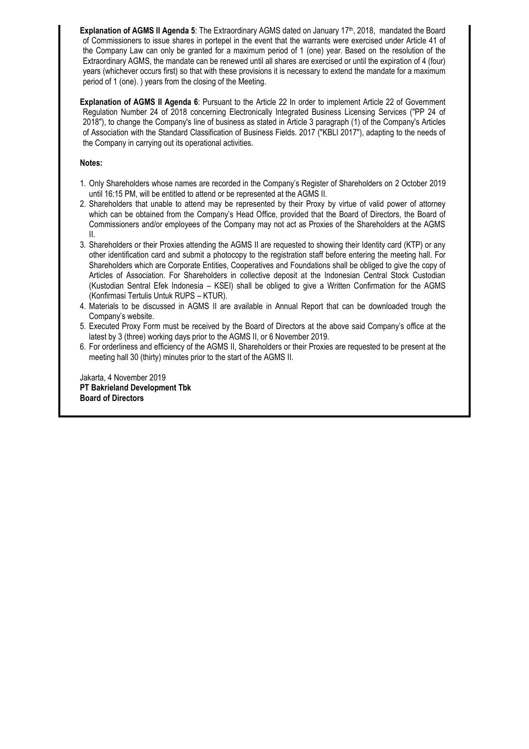**Explanation of AGMS II Agenda 5**: The Extraordinary AGMS dated on January 17th, 2018, mandated the Board of Commissioners to issue shares in portepel in the event that the warrants were exercised under Article 41 of the Company Law can only be granted for a maximum period of 1 (one) year. Based on the resolution of the Extraordinary AGMS, the mandate can be renewed until all shares are exercised or until the expiration of 4 (four) years (whichever occurs first) so that with these provisions it is necessary to extend the mandate for a maximum period of 1 (one). ) years from the closing of the Meeting.

**Explanation of AGMS II Agenda 6**: Pursuant to the Article 22 In order to implement Article 22 of Government Regulation Number 24 of 2018 concerning Electronically Integrated Business Licensing Services ("PP 24 of 2018"), to change the Company's line of business as stated in Article 3 paragraph (1) of the Company's Articles of Association with the Standard Classification of Business Fields. 2017 ("KBLI 2017"), adapting to the needs of the Company in carrying out its operational activities.

**Notes:**

1. Only Shareholders whose names are recorded in the Company's Register of Shareholders on 2 October 2019 until 16:15 PM, will be entitled to attend or be represented at the AGMS II.
2. Shareholders that unable to attend may be represented by their Proxy by virtue of valid power of attorney which can be obtained from the Company's Head Office, provided that the Board of Directors, the Board of Commissioners and/or employees of the Company may not act as Proxies of the Shareholders at the AGMS II.
3. Shareholders or their Proxies attending the AGMS II are requested to showing their Identity card (KTP) or any other identification card and submit a photocopy to the registration staff before entering the meeting hall. For Shareholders which are Corporate Entities, Cooperatives and Foundations shall be obliged to give the copy of Articles of Association. For Shareholders in collective deposit at the Indonesian Central Stock Custodian (Kustodian Sentral Efek Indonesia – KSEI) shall be obliged to give a Written Confirmation for the AGMS (Konfirmasi Tertulis Untuk RUPS – KTUR).
4. Materials to be discussed in AGMS II are available in Annual Report that can be downloaded trough the Company's website.
5. Executed Proxy Form must be received by the Board of Directors at the above said Company's office at the latest by 3 (three) working days prior to the AGMS II, or 6 November 2019.
6. For orderliness and efficiency of the AGMS II, Shareholders or their Proxies are requested to be present at the meeting hall 30 (thirty) minutes prior to the start of the AGMS II.

Jakarta, 4 November 2019
**PT Bakrieland Development Tbk**
**Board of Directors**